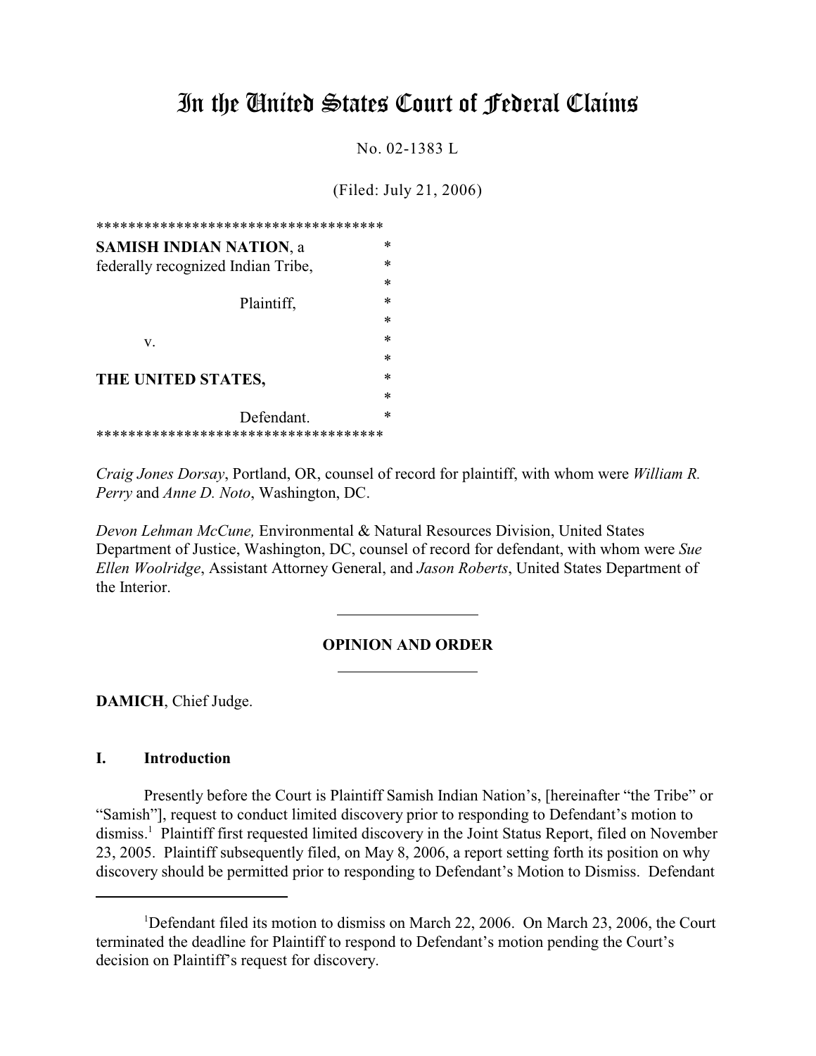# In the United States Court of Federal Claims

No. 02-1383 L

(Filed: July 21, 2006)

```
***********************************
SAMISH INDIAN NATION, a            *
federally recognized Indian Tribe, *
                                   *
              Plaintiff,           *
                                   *
     v.                            *
                                   *
THE UNITED STATES,                 *
                                   *
              Defendant.           *
***********************************
```

*Craig Jones Dorsay*, Portland, OR, counsel of record for plaintiff, with whom were *William R. Perry* and *Anne D. Noto*, Washington, DC.

*Devon Lehman McCune,* Environmental & Natural Resources Division, United States Department of Justice, Washington, DC, counsel of record for defendant, with whom were *Sue Ellen Woolridge*, Assistant Attorney General, and *Jason Roberts*, United States Department of the Interior.

## OPINION AND ORDER

**DAMICH**, Chief Judge.

### I. Introduction

Presently before the Court is Plaintiff Samish Indian Nation's, [hereinafter "the Tribe" or "Samish"], request to conduct limited discovery prior to responding to Defendant's motion to dismiss.[1] Plaintiff first requested limited discovery in the Joint Status Report, filed on November 23, 2005. Plaintiff subsequently filed, on May 8, 2006, a report setting forth its position on why discovery should be permitted prior to responding to Defendant's Motion to Dismiss. Defendant

---

[1]Defendant filed its motion to dismiss on March 22, 2006. On March 23, 2006, the Court terminated the deadline for Plaintiff to respond to Defendant's motion pending the Court's decision on Plaintiff's request for discovery.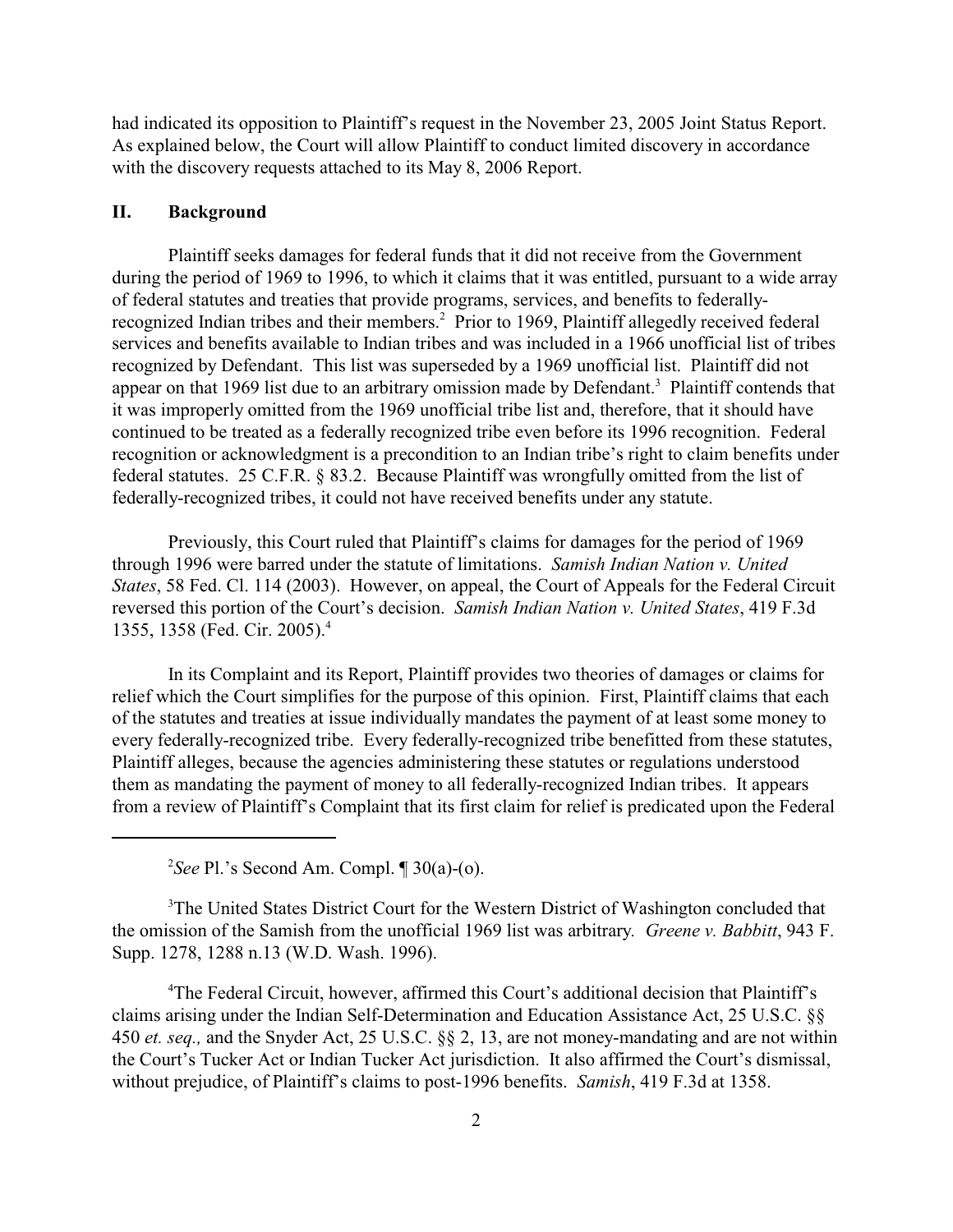had indicated its opposition to Plaintiff's request in the November 23, 2005 Joint Status Report. As explained below, the Court will allow Plaintiff to conduct limited discovery in accordance with the discovery requests attached to its May 8, 2006 Report.

## II. Background

Plaintiff seeks damages for federal funds that it did not receive from the Government during the period of 1969 to 1996, to which it claims that it was entitled, pursuant to a wide array of federal statutes and treaties that provide programs, services, and benefits to federally-recognized Indian tribes and their members.[2] Prior to 1969, Plaintiff allegedly received federal services and benefits available to Indian tribes and was included in a 1966 unofficial list of tribes recognized by Defendant. This list was superseded by a 1969 unofficial list. Plaintiff did not appear on that 1969 list due to an arbitrary omission made by Defendant.[3] Plaintiff contends that it was improperly omitted from the 1969 unofficial tribe list and, therefore, that it should have continued to be treated as a federally recognized tribe even before its 1996 recognition. Federal recognition or acknowledgment is a precondition to an Indian tribe's right to claim benefits under federal statutes. 25 C.F.R. § 83.2. Because Plaintiff was wrongfully omitted from the list of federally-recognized tribes, it could not have received benefits under any statute.

Previously, this Court ruled that Plaintiff's claims for damages for the period of 1969 through 1996 were barred under the statute of limitations. *Samish Indian Nation v. United States*, 58 Fed. Cl. 114 (2003). However, on appeal, the Court of Appeals for the Federal Circuit reversed this portion of the Court's decision. *Samish Indian Nation v. United States*, 419 F.3d 1355, 1358 (Fed. Cir. 2005).[4]

In its Complaint and its Report, Plaintiff provides two theories of damages or claims for relief which the Court simplifies for the purpose of this opinion. First, Plaintiff claims that each of the statutes and treaties at issue individually mandates the payment of at least some money to every federally-recognized tribe. Every federally-recognized tribe benefitted from these statutes, Plaintiff alleges, because the agencies administering these statutes or regulations understood them as mandating the payment of money to all federally-recognized Indian tribes. It appears from a review of Plaintiff's Complaint that its first claim for relief is predicated upon the Federal

---

[2] *See* Pl.'s Second Am. Compl. ¶ 30(a)-(o).

[3] The United States District Court for the Western District of Washington concluded that the omission of the Samish from the unofficial 1969 list was arbitrary. *Greene v. Babbitt*, 943 F. Supp. 1278, 1288 n.13 (W.D. Wash. 1996).

[4] The Federal Circuit, however, affirmed this Court's additional decision that Plaintiff's claims arising under the Indian Self-Determination and Education Assistance Act, 25 U.S.C. §§ 450 *et. seq.,* and the Snyder Act, 25 U.S.C. §§ 2, 13, are not money-mandating and are not within the Court's Tucker Act or Indian Tucker Act jurisdiction. It also affirmed the Court's dismissal, without prejudice, of Plaintiff's claims to post-1996 benefits. *Samish*, 419 F.3d at 1358.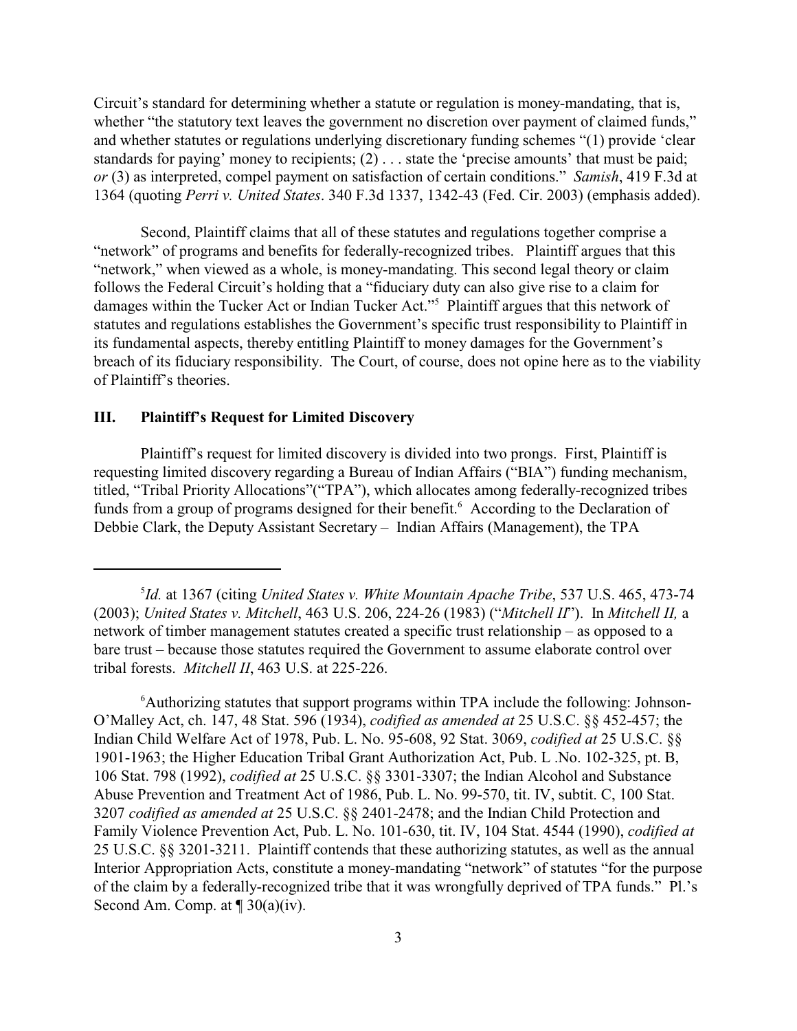Circuit's standard for determining whether a statute or regulation is money-mandating, that is, whether "the statutory text leaves the government no discretion over payment of claimed funds," and whether statutes or regulations underlying discretionary funding schemes "(1) provide 'clear standards for paying' money to recipients; (2) . . . state the 'precise amounts' that must be paid; *or* (3) as interpreted, compel payment on satisfaction of certain conditions." *Samish*, 419 F.3d at 1364 (quoting *Perri v. United States*. 340 F.3d 1337, 1342-43 (Fed. Cir. 2003) (emphasis added).

Second, Plaintiff claims that all of these statutes and regulations together comprise a "network" of programs and benefits for federally-recognized tribes. Plaintiff argues that this "network," when viewed as a whole, is money-mandating. This second legal theory or claim follows the Federal Circuit's holding that a "fiduciary duty can also give rise to a claim for damages within the Tucker Act or Indian Tucker Act."[5] Plaintiff argues that this network of statutes and regulations establishes the Government's specific trust responsibility to Plaintiff in its fundamental aspects, thereby entitling Plaintiff to money damages for the Government's breach of its fiduciary responsibility. The Court, of course, does not opine here as to the viability of Plaintiff's theories.

## III. Plaintiff's Request for Limited Discovery

Plaintiff's request for limited discovery is divided into two prongs. First, Plaintiff is requesting limited discovery regarding a Bureau of Indian Affairs ("BIA") funding mechanism, titled, "Tribal Priority Allocations"("TPA"), which allocates among federally-recognized tribes funds from a group of programs designed for their benefit.[6] According to the Declaration of Debbie Clark, the Deputy Assistant Secretary – Indian Affairs (Management), the TPA

---

[5] *Id.* at 1367 (citing *United States v. White Mountain Apache Tribe*, 537 U.S. 465, 473-74 (2003); *United States v. Mitchell*, 463 U.S. 206, 224-26 (1983) ("*Mitchell II*"). In *Mitchell II,* a network of timber management statutes created a specific trust relationship – as opposed to a bare trust – because those statutes required the Government to assume elaborate control over tribal forests. *Mitchell II*, 463 U.S. at 225-226.

[6] Authorizing statutes that support programs within TPA include the following: Johnson-O'Malley Act, ch. 147, 48 Stat. 596 (1934), *codified as amended at* 25 U.S.C. §§ 452-457; the Indian Child Welfare Act of 1978, Pub. L. No. 95-608, 92 Stat. 3069, *codified at* 25 U.S.C. §§ 1901-1963; the Higher Education Tribal Grant Authorization Act, Pub. L .No. 102-325, pt. B, 106 Stat. 798 (1992), *codified at* 25 U.S.C. §§ 3301-3307; the Indian Alcohol and Substance Abuse Prevention and Treatment Act of 1986, Pub. L. No. 99-570, tit. IV, subtit. C, 100 Stat. 3207 *codified as amended at* 25 U.S.C. §§ 2401-2478; and the Indian Child Protection and Family Violence Prevention Act, Pub. L. No. 101-630, tit. IV, 104 Stat. 4544 (1990), *codified at* 25 U.S.C. §§ 3201-3211. Plaintiff contends that these authorizing statutes, as well as the annual Interior Appropriation Acts, constitute a money-mandating "network" of statutes "for the purpose of the claim by a federally-recognized tribe that it was wrongfully deprived of TPA funds." Pl.'s Second Am. Comp. at ¶ 30(a)(iv).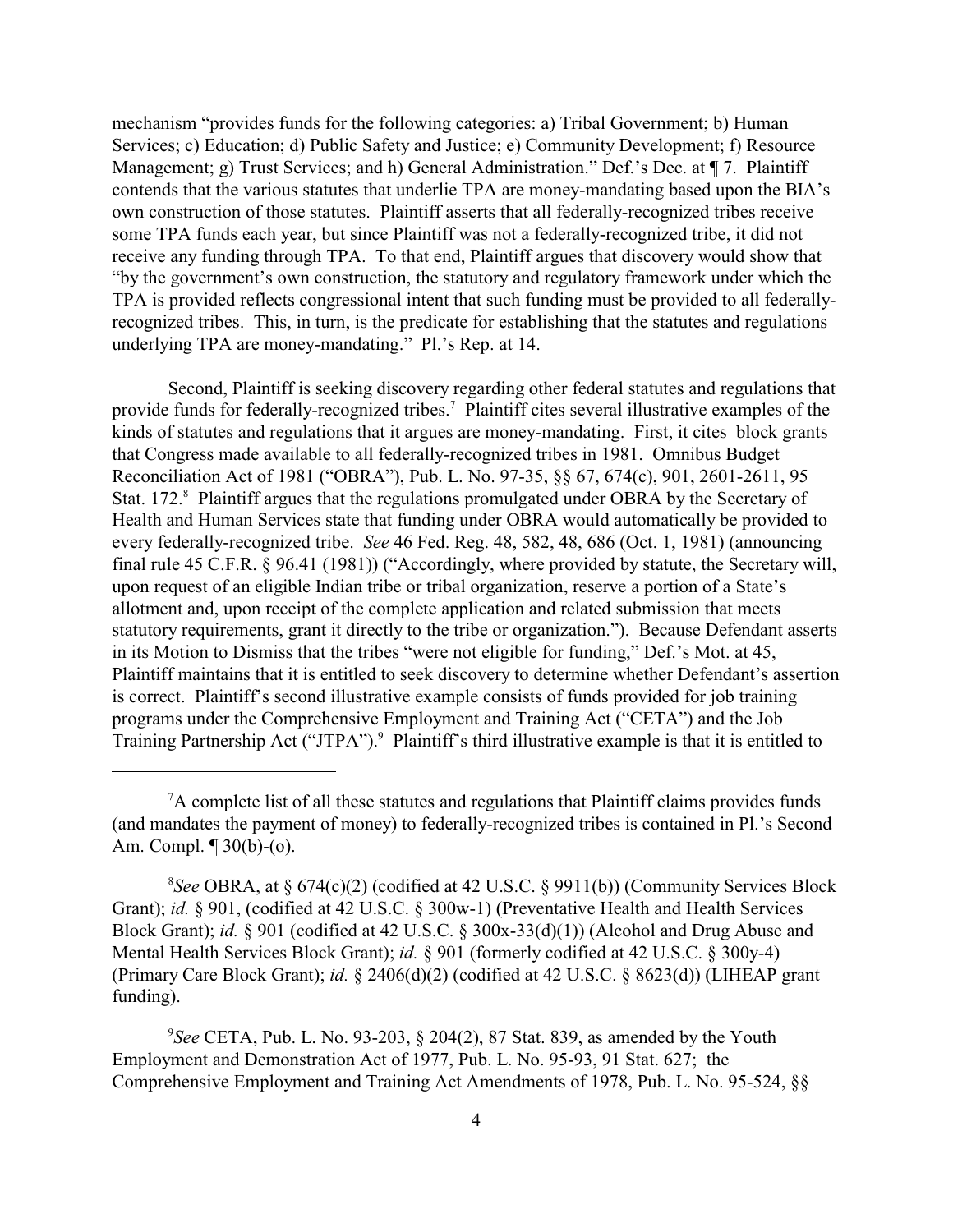mechanism "provides funds for the following categories: a) Tribal Government; b) Human Services; c) Education; d) Public Safety and Justice; e) Community Development; f) Resource Management; g) Trust Services; and h) General Administration." Def.'s Dec. at ¶ 7. Plaintiff contends that the various statutes that underlie TPA are money-mandating based upon the BIA's own construction of those statutes. Plaintiff asserts that all federally-recognized tribes receive some TPA funds each year, but since Plaintiff was not a federally-recognized tribe, it did not receive any funding through TPA. To that end, Plaintiff argues that discovery would show that "by the government's own construction, the statutory and regulatory framework under which the TPA is provided reflects congressional intent that such funding must be provided to all federally-recognized tribes. This, in turn, is the predicate for establishing that the statutes and regulations underlying TPA are money-mandating." Pl.'s Rep. at 14.

Second, Plaintiff is seeking discovery regarding other federal statutes and regulations that provide funds for federally-recognized tribes.[7] Plaintiff cites several illustrative examples of the kinds of statutes and regulations that it argues are money-mandating. First, it cites block grants that Congress made available to all federally-recognized tribes in 1981. Omnibus Budget Reconciliation Act of 1981 ("OBRA"), Pub. L. No. 97-35, §§ 67, 674(c), 901, 2601-2611, 95 Stat. 172.[8] Plaintiff argues that the regulations promulgated under OBRA by the Secretary of Health and Human Services state that funding under OBRA would automatically be provided to every federally-recognized tribe. *See* 46 Fed. Reg. 48, 582, 48, 686 (Oct. 1, 1981) (announcing final rule 45 C.F.R. § 96.41 (1981)) ("Accordingly, where provided by statute, the Secretary will, upon request of an eligible Indian tribe or tribal organization, reserve a portion of a State's allotment and, upon receipt of the complete application and related submission that meets statutory requirements, grant it directly to the tribe or organization."). Because Defendant asserts in its Motion to Dismiss that the tribes "were not eligible for funding," Def.'s Mot. at 45, Plaintiff maintains that it is entitled to seek discovery to determine whether Defendant's assertion is correct. Plaintiff's second illustrative example consists of funds provided for job training programs under the Comprehensive Employment and Training Act ("CETA") and the Job Training Partnership Act ("JTPA").[9] Plaintiff's third illustrative example is that it is entitled to

---

[7] A complete list of all these statutes and regulations that Plaintiff claims provides funds (and mandates the payment of money) to federally-recognized tribes is contained in Pl.'s Second Am. Compl. ¶ 30(b)-(o).

[8] *See* OBRA, at § 674(c)(2) (codified at 42 U.S.C. § 9911(b)) (Community Services Block Grant); *id.* § 901, (codified at 42 U.S.C. § 300w-1) (Preventative Health and Health Services Block Grant); *id.* § 901 (codified at 42 U.S.C. § 300x-33(d)(1)) (Alcohol and Drug Abuse and Mental Health Services Block Grant); *id.* § 901 (formerly codified at 42 U.S.C. § 300y-4) (Primary Care Block Grant); *id.* § 2406(d)(2) (codified at 42 U.S.C. § 8623(d)) (LIHEAP grant funding).

[9] *See* CETA, Pub. L. No. 93-203, § 204(2), 87 Stat. 839, as amended by the Youth Employment and Demonstration Act of 1977, Pub. L. No. 95-93, 91 Stat. 627; the Comprehensive Employment and Training Act Amendments of 1978, Pub. L. No. 95-524, §§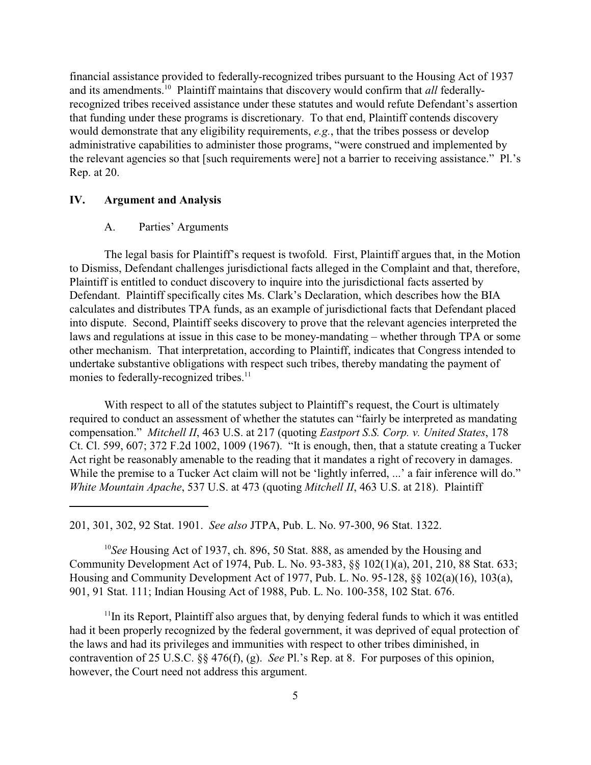financial assistance provided to federally-recognized tribes pursuant to the Housing Act of 1937 and its amendments.[10] Plaintiff maintains that discovery would confirm that *all* federally-recognized tribes received assistance under these statutes and would refute Defendant's assertion that funding under these programs is discretionary. To that end, Plaintiff contends discovery would demonstrate that any eligibility requirements, *e.g.*, that the tribes possess or develop administrative capabilities to administer those programs, "were construed and implemented by the relevant agencies so that [such requirements were] not a barrier to receiving assistance." Pl.'s Rep. at 20.

## IV. Argument and Analysis

### A. Parties' Arguments

The legal basis for Plaintiff's request is twofold. First, Plaintiff argues that, in the Motion to Dismiss, Defendant challenges jurisdictional facts alleged in the Complaint and that, therefore, Plaintiff is entitled to conduct discovery to inquire into the jurisdictional facts asserted by Defendant. Plaintiff specifically cites Ms. Clark's Declaration, which describes how the BIA calculates and distributes TPA funds, as an example of jurisdictional facts that Defendant placed into dispute. Second, Plaintiff seeks discovery to prove that the relevant agencies interpreted the laws and regulations at issue in this case to be money-mandating – whether through TPA or some other mechanism. That interpretation, according to Plaintiff, indicates that Congress intended to undertake substantive obligations with respect such tribes, thereby mandating the payment of monies to federally-recognized tribes.[11]

With respect to all of the statutes subject to Plaintiff's request, the Court is ultimately required to conduct an assessment of whether the statutes can "fairly be interpreted as mandating compensation." *Mitchell II*, 463 U.S. at 217 (quoting *Eastport S.S. Corp. v. United States*, 178 Ct. Cl. 599, 607; 372 F.2d 1002, 1009 (1967). "It is enough, then, that a statute creating a Tucker Act right be reasonably amenable to the reading that it mandates a right of recovery in damages. While the premise to a Tucker Act claim will not be 'lightly inferred, ...' a fair inference will do." *White Mountain Apache*, 537 U.S. at 473 (quoting *Mitchell II*, 463 U.S. at 218). Plaintiff

---

201, 301, 302, 92 Stat. 1901. *See also* JTPA, Pub. L. No. 97-300, 96 Stat. 1322.

[10] *See* Housing Act of 1937, ch. 896, 50 Stat. 888, as amended by the Housing and Community Development Act of 1974, Pub. L. No. 93-383, §§ 102(1)(a), 201, 210, 88 Stat. 633; Housing and Community Development Act of 1977, Pub. L. No. 95-128, §§ 102(a)(16), 103(a), 901, 91 Stat. 111; Indian Housing Act of 1988, Pub. L. No. 100-358, 102 Stat. 676.

[11] In its Report, Plaintiff also argues that, by denying federal funds to which it was entitled had it been properly recognized by the federal government, it was deprived of equal protection of the laws and had its privileges and immunities with respect to other tribes diminished, in contravention of 25 U.S.C. §§ 476(f), (g). *See* Pl.'s Rep. at 8. For purposes of this opinion, however, the Court need not address this argument.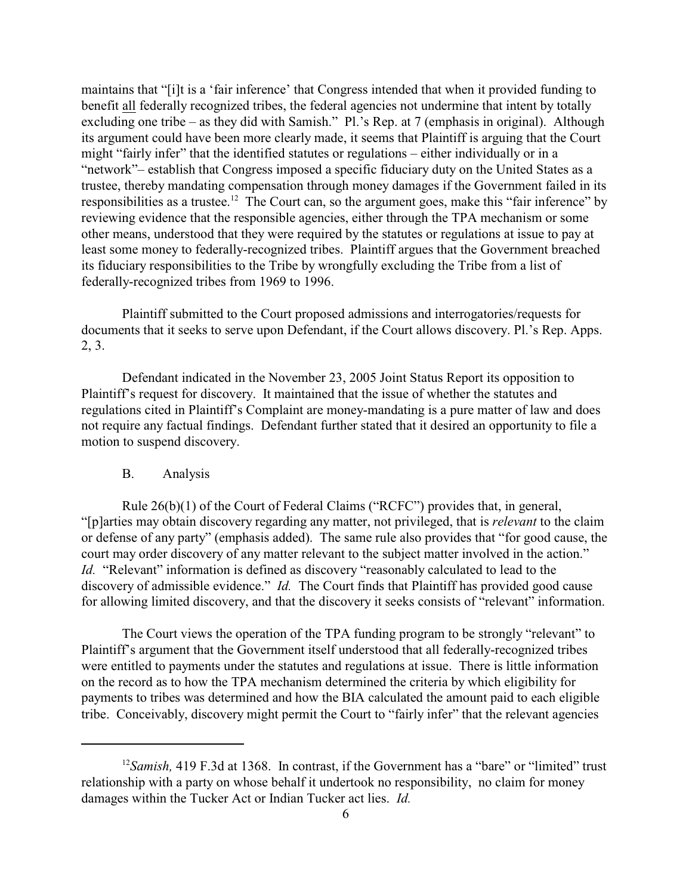maintains that "[i]t is a 'fair inference' that Congress intended that when it provided funding to benefit all federally recognized tribes, the federal agencies not undermine that intent by totally excluding one tribe – as they did with Samish." Pl.'s Rep. at 7 (emphasis in original). Although its argument could have been more clearly made, it seems that Plaintiff is arguing that the Court might "fairly infer" that the identified statutes or regulations – either individually or in a "network"– establish that Congress imposed a specific fiduciary duty on the United States as a trustee, thereby mandating compensation through money damages if the Government failed in its responsibilities as a trustee.[12] The Court can, so the argument goes, make this "fair inference" by reviewing evidence that the responsible agencies, either through the TPA mechanism or some other means, understood that they were required by the statutes or regulations at issue to pay at least some money to federally-recognized tribes. Plaintiff argues that the Government breached its fiduciary responsibilities to the Tribe by wrongfully excluding the Tribe from a list of federally-recognized tribes from 1969 to 1996.

Plaintiff submitted to the Court proposed admissions and interrogatories/requests for documents that it seeks to serve upon Defendant, if the Court allows discovery. Pl.'s Rep. Apps. 2, 3.

Defendant indicated in the November 23, 2005 Joint Status Report its opposition to Plaintiff's request for discovery. It maintained that the issue of whether the statutes and regulations cited in Plaintiff's Complaint are money-mandating is a pure matter of law and does not require any factual findings. Defendant further stated that it desired an opportunity to file a motion to suspend discovery.

B. Analysis

Rule 26(b)(1) of the Court of Federal Claims ("RCFC") provides that, in general, "[p]arties may obtain discovery regarding any matter, not privileged, that is *relevant* to the claim or defense of any party" (emphasis added). The same rule also provides that "for good cause, the court may order discovery of any matter relevant to the subject matter involved in the action." *Id.* "Relevant" information is defined as discovery "reasonably calculated to lead to the discovery of admissible evidence." *Id.* The Court finds that Plaintiff has provided good cause for allowing limited discovery, and that the discovery it seeks consists of "relevant" information.

The Court views the operation of the TPA funding program to be strongly "relevant" to Plaintiff's argument that the Government itself understood that all federally-recognized tribes were entitled to payments under the statutes and regulations at issue. There is little information on the record as to how the TPA mechanism determined the criteria by which eligibility for payments to tribes was determined and how the BIA calculated the amount paid to each eligible tribe. Conceivably, discovery might permit the Court to "fairly infer" that the relevant agencies

---

[12] *Samish,* 419 F.3d at 1368. In contrast, if the Government has a "bare" or "limited" trust relationship with a party on whose behalf it undertook no responsibility, no claim for money damages within the Tucker Act or Indian Tucker act lies. *Id.*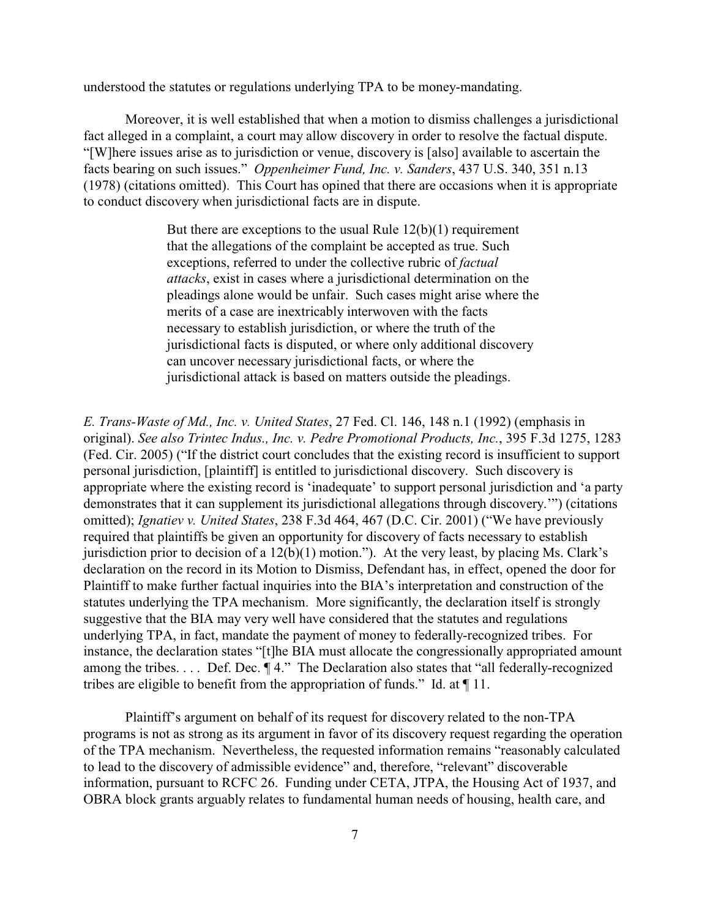understood the statutes or regulations underlying TPA to be money-mandating.

Moreover, it is well established that when a motion to dismiss challenges a jurisdictional fact alleged in a complaint, a court may allow discovery in order to resolve the factual dispute. "[W]here issues arise as to jurisdiction or venue, discovery is [also] available to ascertain the facts bearing on such issues." *Oppenheimer Fund, Inc. v. Sanders*, 437 U.S. 340, 351 n.13 (1978) (citations omitted). This Court has opined that there are occasions when it is appropriate to conduct discovery when jurisdictional facts are in dispute.

> But there are exceptions to the usual Rule 12(b)(1) requirement that the allegations of the complaint be accepted as true. Such exceptions, referred to under the collective rubric of *factual attacks*, exist in cases where a jurisdictional determination on the pleadings alone would be unfair. Such cases might arise where the merits of a case are inextricably interwoven with the facts necessary to establish jurisdiction, or where the truth of the jurisdictional facts is disputed, or where only additional discovery can uncover necessary jurisdictional facts, or where the jurisdictional attack is based on matters outside the pleadings.

*E. Trans-Waste of Md., Inc. v. United States*, 27 Fed. Cl. 146, 148 n.1 (1992) (emphasis in original). *See also Trintec Indus., Inc. v. Pedre Promotional Products, Inc.*, 395 F.3d 1275, 1283 (Fed. Cir. 2005) ("If the district court concludes that the existing record is insufficient to support personal jurisdiction, [plaintiff] is entitled to jurisdictional discovery. Such discovery is appropriate where the existing record is 'inadequate' to support personal jurisdiction and 'a party demonstrates that it can supplement its jurisdictional allegations through discovery.'") (citations omitted); *Ignatiev v. United States*, 238 F.3d 464, 467 (D.C. Cir. 2001) ("We have previously required that plaintiffs be given an opportunity for discovery of facts necessary to establish jurisdiction prior to decision of a 12(b)(1) motion."). At the very least, by placing Ms. Clark's declaration on the record in its Motion to Dismiss, Defendant has, in effect, opened the door for Plaintiff to make further factual inquiries into the BIA's interpretation and construction of the statutes underlying the TPA mechanism. More significantly, the declaration itself is strongly suggestive that the BIA may very well have considered that the statutes and regulations underlying TPA, in fact, mandate the payment of money to federally-recognized tribes. For instance, the declaration states "[t]he BIA must allocate the congressionally appropriated amount among the tribes. . . . Def. Dec. ¶ 4." The Declaration also states that "all federally-recognized tribes are eligible to benefit from the appropriation of funds." Id. at ¶ 11.

Plaintiff's argument on behalf of its request for discovery related to the non-TPA programs is not as strong as its argument in favor of its discovery request regarding the operation of the TPA mechanism. Nevertheless, the requested information remains "reasonably calculated to lead to the discovery of admissible evidence" and, therefore, "relevant" discoverable information, pursuant to RCFC 26. Funding under CETA, JTPA, the Housing Act of 1937, and OBRA block grants arguably relates to fundamental human needs of housing, health care, and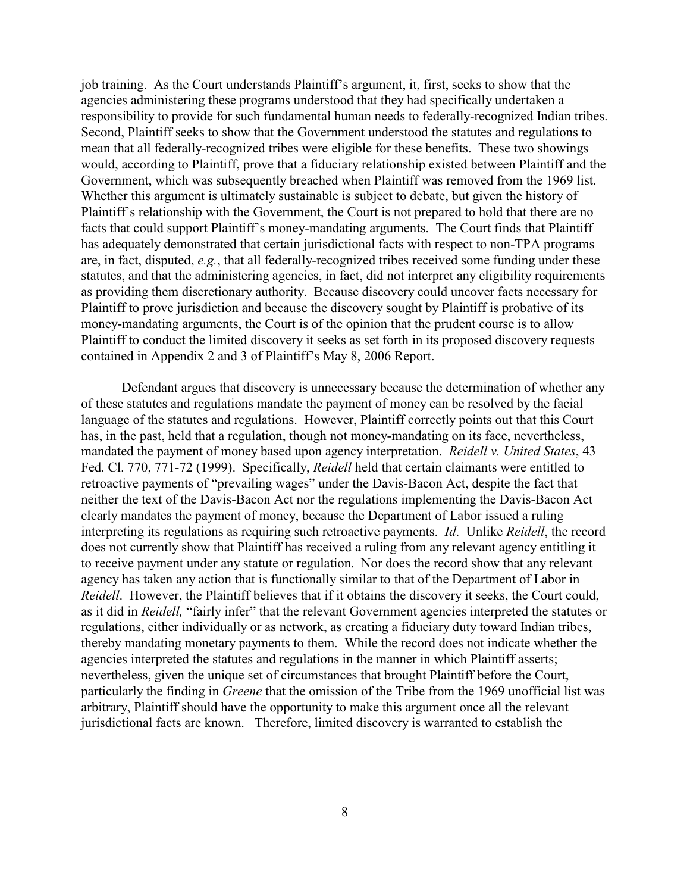job training. As the Court understands Plaintiff's argument, it, first, seeks to show that the agencies administering these programs understood that they had specifically undertaken a responsibility to provide for such fundamental human needs to federally-recognized Indian tribes. Second, Plaintiff seeks to show that the Government understood the statutes and regulations to mean that all federally-recognized tribes were eligible for these benefits. These two showings would, according to Plaintiff, prove that a fiduciary relationship existed between Plaintiff and the Government, which was subsequently breached when Plaintiff was removed from the 1969 list. Whether this argument is ultimately sustainable is subject to debate, but given the history of Plaintiff's relationship with the Government, the Court is not prepared to hold that there are no facts that could support Plaintiff's money-mandating arguments. The Court finds that Plaintiff has adequately demonstrated that certain jurisdictional facts with respect to non-TPA programs are, in fact, disputed, *e.g.*, that all federally-recognized tribes received some funding under these statutes, and that the administering agencies, in fact, did not interpret any eligibility requirements as providing them discretionary authority. Because discovery could uncover facts necessary for Plaintiff to prove jurisdiction and because the discovery sought by Plaintiff is probative of its money-mandating arguments, the Court is of the opinion that the prudent course is to allow Plaintiff to conduct the limited discovery it seeks as set forth in its proposed discovery requests contained in Appendix 2 and 3 of Plaintiff's May 8, 2006 Report.

Defendant argues that discovery is unnecessary because the determination of whether any of these statutes and regulations mandate the payment of money can be resolved by the facial language of the statutes and regulations. However, Plaintiff correctly points out that this Court has, in the past, held that a regulation, though not money-mandating on its face, nevertheless, mandated the payment of money based upon agency interpretation. *Reidell v. United States*, 43 Fed. Cl. 770, 771-72 (1999). Specifically, *Reidell* held that certain claimants were entitled to retroactive payments of "prevailing wages" under the Davis-Bacon Act, despite the fact that neither the text of the Davis-Bacon Act nor the regulations implementing the Davis-Bacon Act clearly mandates the payment of money, because the Department of Labor issued a ruling interpreting its regulations as requiring such retroactive payments. *Id*. Unlike *Reidell*, the record does not currently show that Plaintiff has received a ruling from any relevant agency entitling it to receive payment under any statute or regulation. Nor does the record show that any relevant agency has taken any action that is functionally similar to that of the Department of Labor in *Reidell*. However, the Plaintiff believes that if it obtains the discovery it seeks, the Court could, as it did in *Reidell,* "fairly infer" that the relevant Government agencies interpreted the statutes or regulations, either individually or as network, as creating a fiduciary duty toward Indian tribes, thereby mandating monetary payments to them. While the record does not indicate whether the agencies interpreted the statutes and regulations in the manner in which Plaintiff asserts; nevertheless, given the unique set of circumstances that brought Plaintiff before the Court, particularly the finding in *Greene* that the omission of the Tribe from the 1969 unofficial list was arbitrary, Plaintiff should have the opportunity to make this argument once all the relevant jurisdictional facts are known. Therefore, limited discovery is warranted to establish the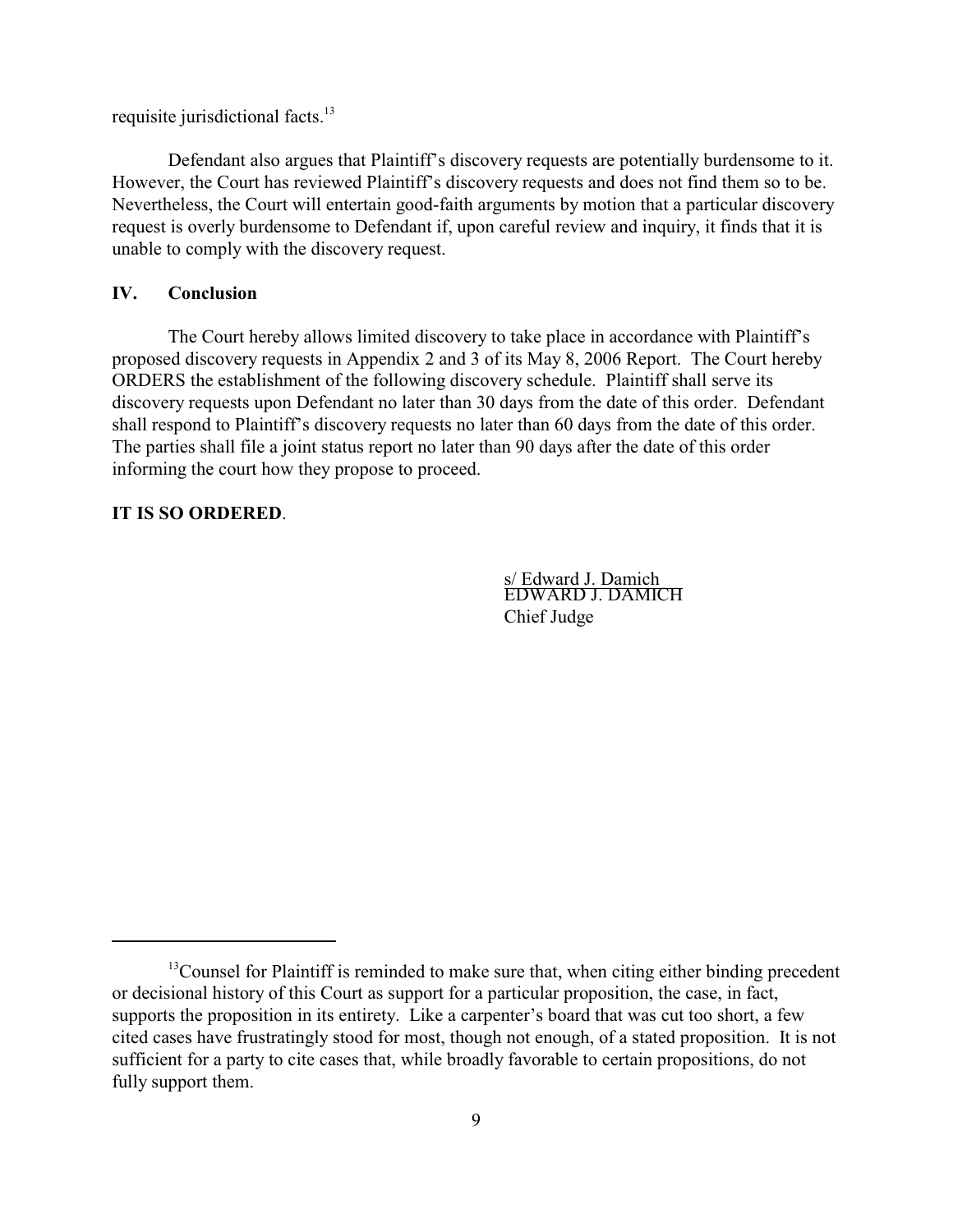requisite jurisdictional facts.[13]

Defendant also argues that Plaintiff's discovery requests are potentially burdensome to it. However, the Court has reviewed Plaintiff's discovery requests and does not find them so to be. Nevertheless, the Court will entertain good-faith arguments by motion that a particular discovery request is overly burdensome to Defendant if, upon careful review and inquiry, it finds that it is unable to comply with the discovery request.

## IV. Conclusion

The Court hereby allows limited discovery to take place in accordance with Plaintiff's proposed discovery requests in Appendix 2 and 3 of its May 8, 2006 Report. The Court hereby ORDERS the establishment of the following discovery schedule. Plaintiff shall serve its discovery requests upon Defendant no later than 30 days from the date of this order. Defendant shall respond to Plaintiff's discovery requests no later than 60 days from the date of this order. The parties shall file a joint status report no later than 90 days after the date of this order informing the court how they propose to proceed.

**IT IS SO ORDERED**.

s/ Edward J. Damich
EDWARD J. DAMICH
Chief Judge

---

[13]Counsel for Plaintiff is reminded to make sure that, when citing either binding precedent or decisional history of this Court as support for a particular proposition, the case, in fact, supports the proposition in its entirety. Like a carpenter's board that was cut too short, a few cited cases have frustratingly stood for most, though not enough, of a stated proposition. It is not sufficient for a party to cite cases that, while broadly favorable to certain propositions, do not fully support them.